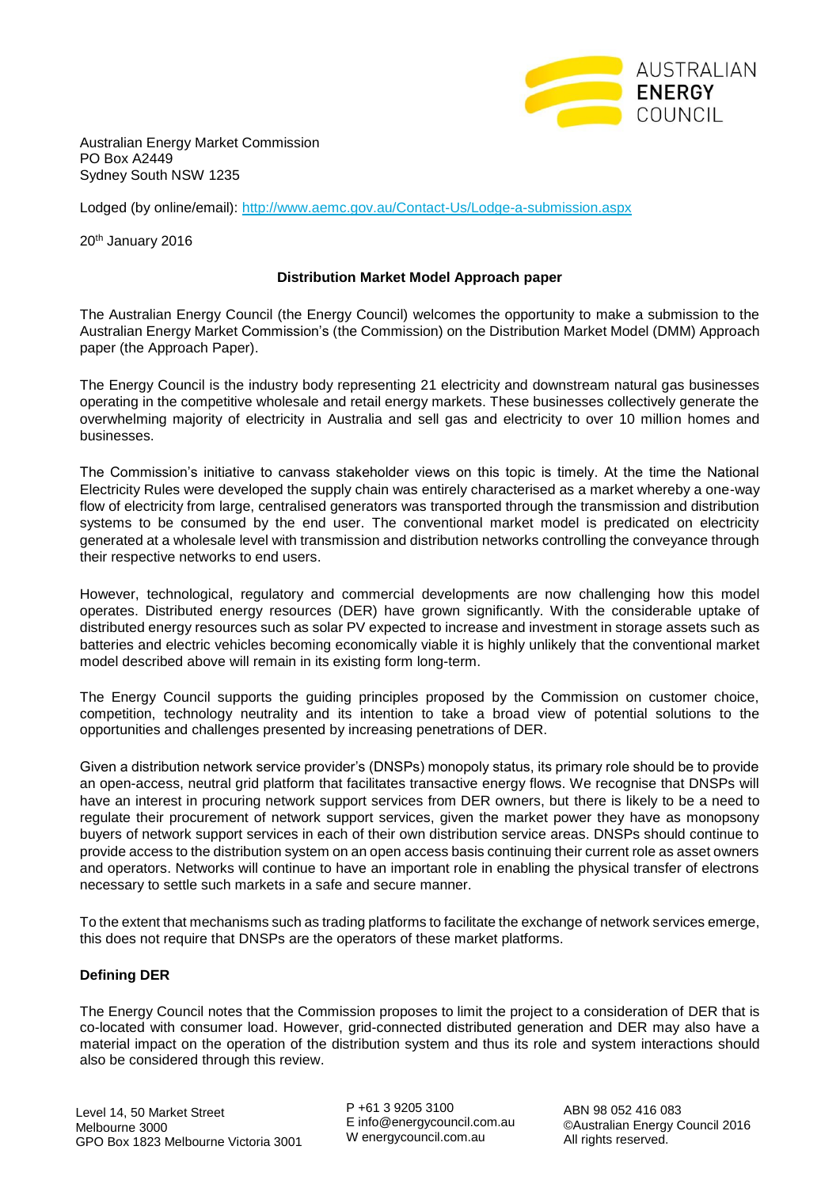Australian Energy Market Commission
PO Box A2449
Sydney South NSW 1235

Lodged (by online/email): http://www.aemc.gov.au/Contact-Us/Lodge-a-submission.aspx

20th January 2016

**Distribution Market Model Approach paper**

The Australian Energy Council (the Energy Council) welcomes the opportunity to make a submission to the Australian Energy Market Commission's (the Commission) on the Distribution Market Model (DMM) Approach paper (the Approach Paper).

The Energy Council is the industry body representing 21 electricity and downstream natural gas businesses operating in the competitive wholesale and retail energy markets. These businesses collectively generate the overwhelming majority of electricity in Australia and sell gas and electricity to over 10 million homes and businesses.

The Commission's initiative to canvass stakeholder views on this topic is timely. At the time the National Electricity Rules were developed the supply chain was entirely characterised as a market whereby a one-way flow of electricity from large, centralised generators was transported through the transmission and distribution systems to be consumed by the end user. The conventional market model is predicated on electricity generated at a wholesale level with transmission and distribution networks controlling the conveyance through their respective networks to end users.

However, technological, regulatory and commercial developments are now challenging how this model operates. Distributed energy resources (DER) have grown significantly. With the considerable uptake of distributed energy resources such as solar PV expected to increase and investment in storage assets such as batteries and electric vehicles becoming economically viable it is highly unlikely that the conventional market model described above will remain in its existing form long-term.

The Energy Council supports the guiding principles proposed by the Commission on customer choice, competition, technology neutrality and its intention to take a broad view of potential solutions to the opportunities and challenges presented by increasing penetrations of DER.

Given a distribution network service provider's (DNSPs) monopoly status, its primary role should be to provide an open-access, neutral grid platform that facilitates transactive energy flows. We recognise that DNSPs will have an interest in procuring network support services from DER owners, but there is likely to be a need to regulate their procurement of network support services, given the market power they have as monopsony buyers of network support services in each of their own distribution service areas. DNSPs should continue to provide access to the distribution system on an open access basis continuing their current role as asset owners and operators. Networks will continue to have an important role in enabling the physical transfer of electrons necessary to settle such markets in a safe and secure manner.

To the extent that mechanisms such as trading platforms to facilitate the exchange of network services emerge, this does not require that DNSPs are the operators of these market platforms.

**Defining DER**

The Energy Council notes that the Commission proposes to limit the project to a consideration of DER that is co-located with consumer load. However, grid-connected distributed generation and DER may also have a material impact on the operation of the distribution system and thus its role and system interactions should also be considered through this review.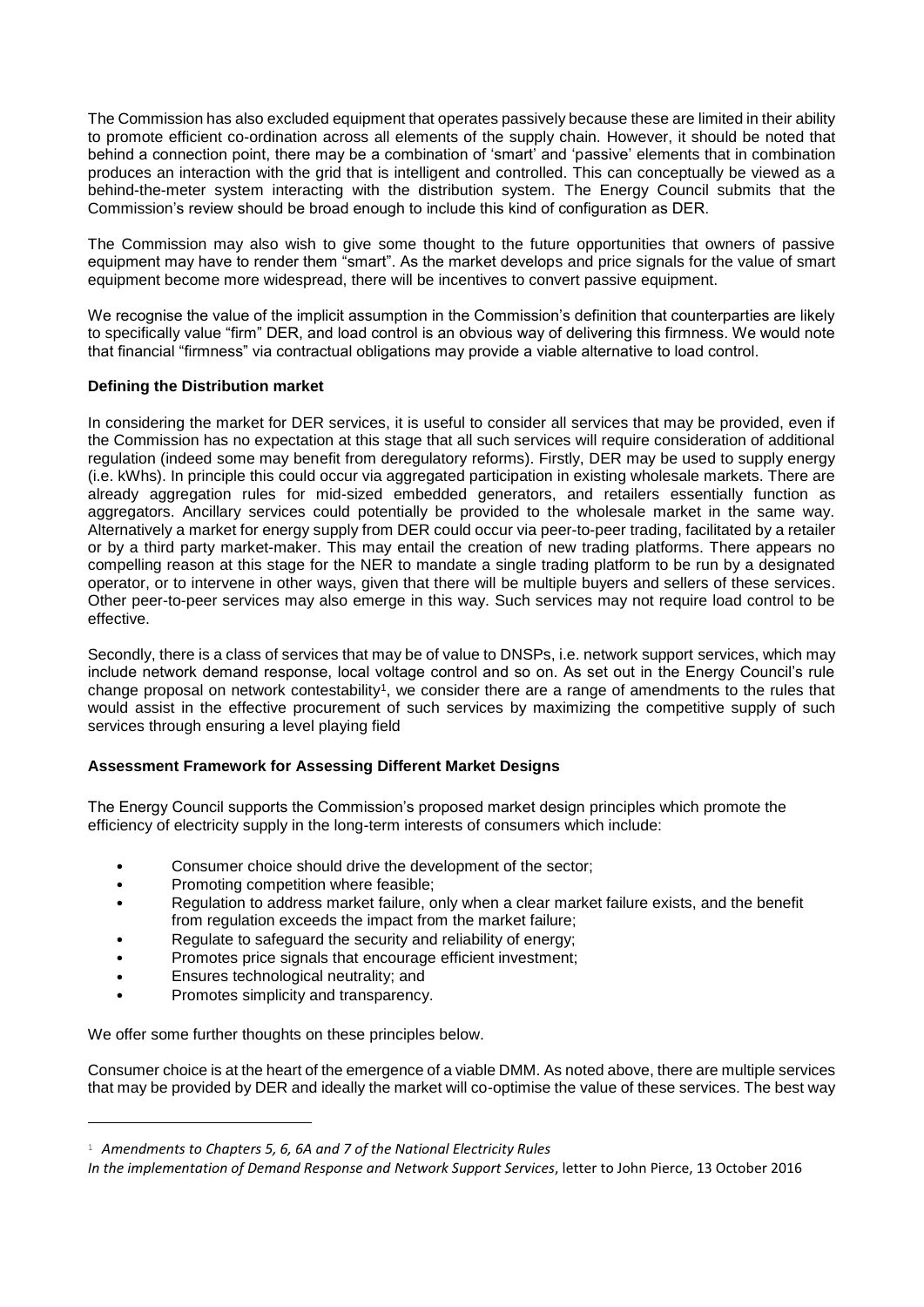The Commission has also excluded equipment that operates passively because these are limited in their ability to promote efficient co-ordination across all elements of the supply chain. However, it should be noted that behind a connection point, there may be a combination of 'smart' and 'passive' elements that in combination produces an interaction with the grid that is intelligent and controlled. This can conceptually be viewed as a behind-the-meter system interacting with the distribution system. The Energy Council submits that the Commission's review should be broad enough to include this kind of configuration as DER.

The Commission may also wish to give some thought to the future opportunities that owners of passive equipment may have to render them "smart". As the market develops and price signals for the value of smart equipment become more widespread, there will be incentives to convert passive equipment.

We recognise the value of the implicit assumption in the Commission's definition that counterparties are likely to specifically value "firm" DER, and load control is an obvious way of delivering this firmness. We would note that financial "firmness" via contractual obligations may provide a viable alternative to load control.

**Defining the Distribution market**

In considering the market for DER services, it is useful to consider all services that may be provided, even if the Commission has no expectation at this stage that all such services will require consideration of additional regulation (indeed some may benefit from deregulatory reforms). Firstly, DER may be used to supply energy (i.e. kWhs). In principle this could occur via aggregated participation in existing wholesale markets. There are already aggregation rules for mid-sized embedded generators, and retailers essentially function as aggregators. Ancillary services could potentially be provided to the wholesale market in the same way. Alternatively a market for energy supply from DER could occur via peer-to-peer trading, facilitated by a retailer or by a third party market-maker. This may entail the creation of new trading platforms. There appears no compelling reason at this stage for the NER to mandate a single trading platform to be run by a designated operator, or to intervene in other ways, given that there will be multiple buyers and sellers of these services. Other peer-to-peer services may also emerge in this way. Such services may not require load control to be effective.

Secondly, there is a class of services that may be of value to DNSPs, i.e. network support services, which may include network demand response, local voltage control and so on. As set out in the Energy Council's rule change proposal on network contestability[1], we consider there are a range of amendments to the rules that would assist in the effective procurement of such services by maximizing the competitive supply of such services through ensuring a level playing field

**Assessment Framework for Assessing Different Market Designs**

The Energy Council supports the Commission's proposed market design principles which promote the efficiency of electricity supply in the long-term interests of consumers which include:

- Consumer choice should drive the development of the sector;
- Promoting competition where feasible;
- Regulation to address market failure, only when a clear market failure exists, and the benefit from regulation exceeds the impact from the market failure;
- Regulate to safeguard the security and reliability of energy;
- Promotes price signals that encourage efficient investment;
- Ensures technological neutrality; and
- Promotes simplicity and transparency.

We offer some further thoughts on these principles below.

Consumer choice is at the heart of the emergence of a viable DMM. As noted above, there are multiple services that may be provided by DER and ideally the market will co-optimise the value of these services. The best way

---

[1] *Amendments to Chapters 5, 6, 6A and 7 of the National Electricity Rules In the implementation of Demand Response and Network Support Services*, letter to John Pierce, 13 October 2016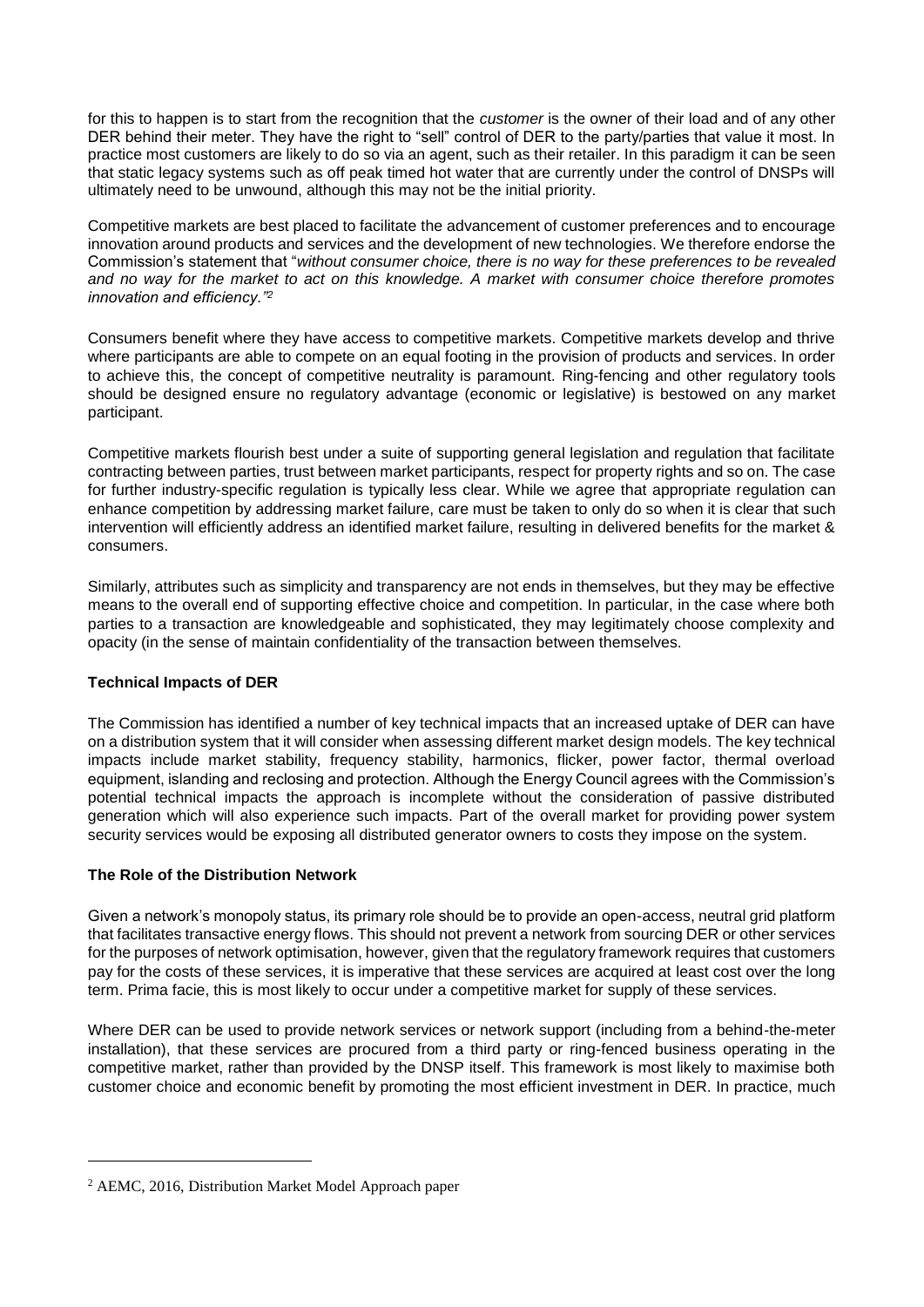for this to happen is to start from the recognition that the *customer* is the owner of their load and of any other DER behind their meter. They have the right to "sell" control of DER to the party/parties that value it most. In practice most customers are likely to do so via an agent, such as their retailer. In this paradigm it can be seen that static legacy systems such as off peak timed hot water that are currently under the control of DNSPs will ultimately need to be unwound, although this may not be the initial priority.

Competitive markets are best placed to facilitate the advancement of customer preferences and to encourage innovation around products and services and the development of new technologies. We therefore endorse the Commission's statement that "*without consumer choice, there is no way for these preferences to be revealed and no way for the market to act on this knowledge. A market with consumer choice therefore promotes innovation and efficiency.*"[2]

Consumers benefit where they have access to competitive markets. Competitive markets develop and thrive where participants are able to compete on an equal footing in the provision of products and services. In order to achieve this, the concept of competitive neutrality is paramount. Ring-fencing and other regulatory tools should be designed ensure no regulatory advantage (economic or legislative) is bestowed on any market participant.

Competitive markets flourish best under a suite of supporting general legislation and regulation that facilitate contracting between parties, trust between market participants, respect for property rights and so on. The case for further industry-specific regulation is typically less clear. While we agree that appropriate regulation can enhance competition by addressing market failure, care must be taken to only do so when it is clear that such intervention will efficiently address an identified market failure, resulting in delivered benefits for the market & consumers.

Similarly, attributes such as simplicity and transparency are not ends in themselves, but they may be effective means to the overall end of supporting effective choice and competition. In particular, in the case where both parties to a transaction are knowledgeable and sophisticated, they may legitimately choose complexity and opacity (in the sense of maintain confidentiality of the transaction between themselves.

**Technical Impacts of DER**

The Commission has identified a number of key technical impacts that an increased uptake of DER can have on a distribution system that it will consider when assessing different market design models. The key technical impacts include market stability, frequency stability, harmonics, flicker, power factor, thermal overload equipment, islanding and reclosing and protection. Although the Energy Council agrees with the Commission's potential technical impacts the approach is incomplete without the consideration of passive distributed generation which will also experience such impacts. Part of the overall market for providing power system security services would be exposing all distributed generator owners to costs they impose on the system.

**The Role of the Distribution Network**

Given a network's monopoly status, its primary role should be to provide an open-access, neutral grid platform that facilitates transactive energy flows. This should not prevent a network from sourcing DER or other services for the purposes of network optimisation, however, given that the regulatory framework requires that customers pay for the costs of these services, it is imperative that these services are acquired at least cost over the long term. Prima facie, this is most likely to occur under a competitive market for supply of these services.

Where DER can be used to provide network services or network support (including from a behind-the-meter installation), that these services are procured from a third party or ring-fenced business operating in the competitive market, rather than provided by the DNSP itself. This framework is most likely to maximise both customer choice and economic benefit by promoting the most efficient investment in DER. In practice, much

---

[2] AEMC, 2016, Distribution Market Model Approach paper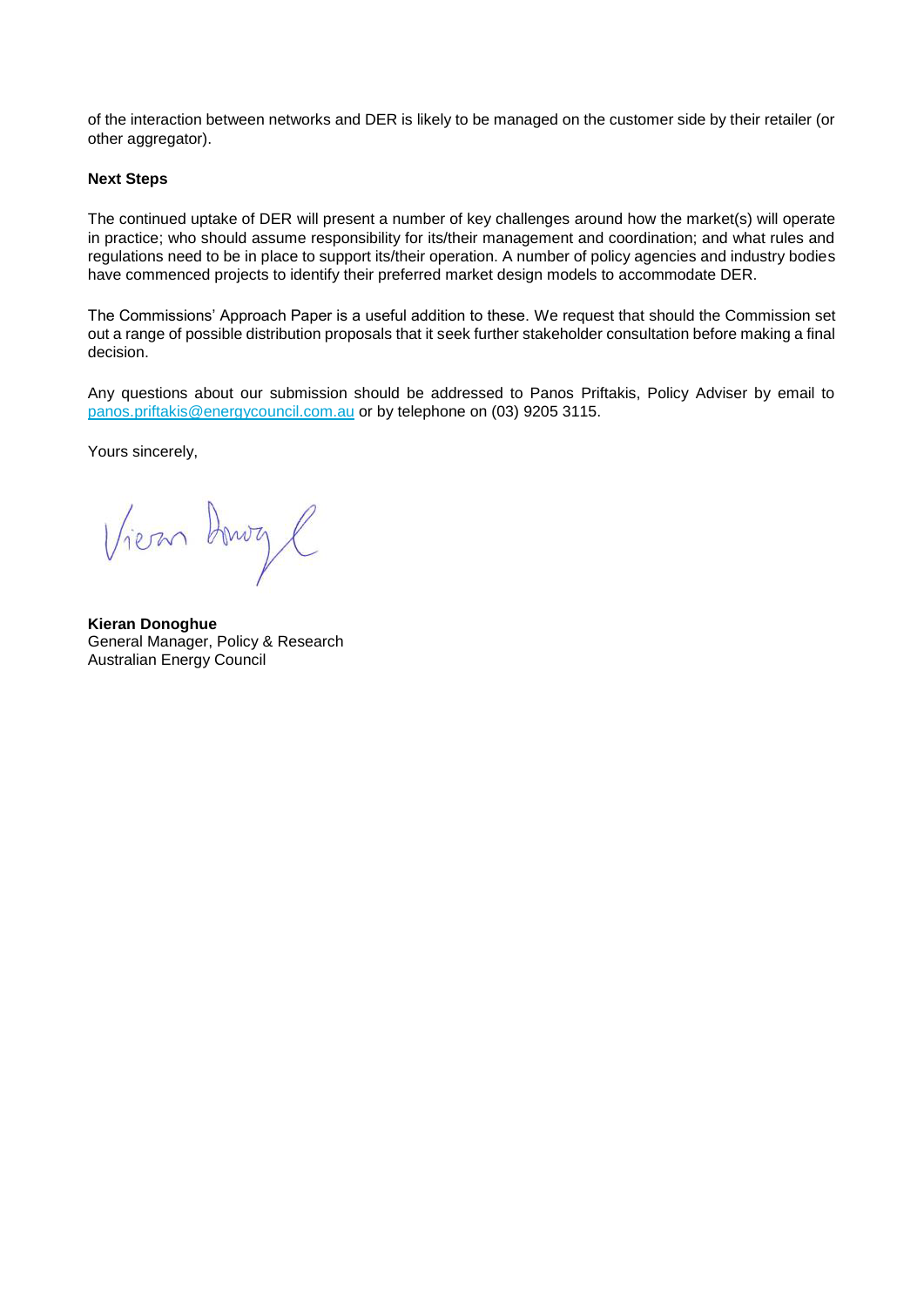of the interaction between networks and DER is likely to be managed on the customer side by their retailer (or other aggregator).

**Next Steps**

The continued uptake of DER will present a number of key challenges around how the market(s) will operate in practice; who should assume responsibility for its/their management and coordination; and what rules and regulations need to be in place to support its/their operation. A number of policy agencies and industry bodies have commenced projects to identify their preferred market design models to accommodate DER.

The Commissions' Approach Paper is a useful addition to these. We request that should the Commission set out a range of possible distribution proposals that it seek further stakeholder consultation before making a final decision.

Any questions about our submission should be addressed to Panos Priftakis, Policy Adviser by email to panos.priftakis@energycouncil.com.au or by telephone on (03) 9205 3115.

Yours sincerely,

**Kieran Donoghue**
General Manager, Policy & Research
Australian Energy Council